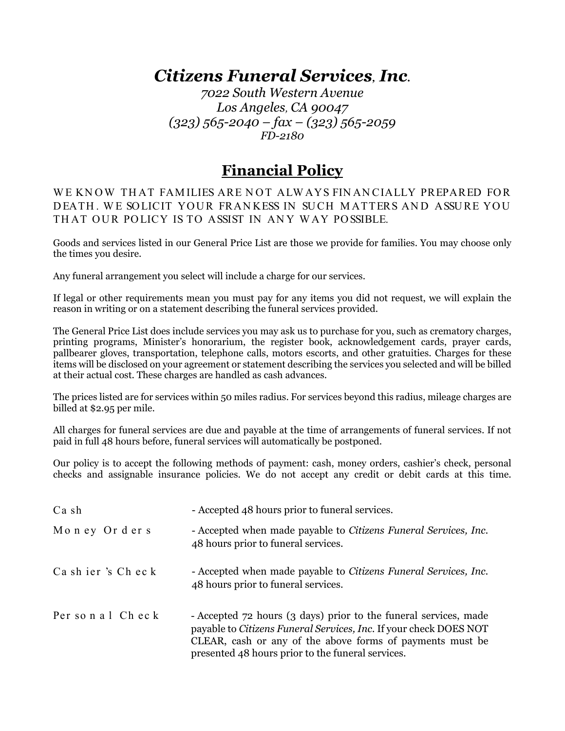# *Citizens Funeral Services, Inc.*

*7022 South Western Avenue*
*Los Angeles, CA 90047*
*(323) 565-2040 – fax – (323) 565-2059*
*FD-2180*

## Financial Policy

WE KNOW THAT FAMILIES ARE NOT ALWAYS FINANCIALLY PREPARED FOR DEATH. WE SOLICIT YOUR FRANKESS IN SUCH MATTERS AND ASSURE YOU THAT OUR POLICY IS TO ASSIST IN ANY WAY POSSIBLE.

Goods and services listed in our General Price List are those we provide for families. You may choose only the times you desire.

Any funeral arrangement you select will include a charge for our services.

If legal or other requirements mean you must pay for any items you did not request, we will explain the reason in writing or on a statement describing the funeral services provided.

The General Price List does include services you may ask us to purchase for you, such as crematory charges, printing programs, Minister's honorarium, the register book, acknowledgement cards, prayer cards, pallbearer gloves, transportation, telephone calls, motors escorts, and other gratuities. Charges for these items will be disclosed on your agreement or statement describing the services you selected and will be billed at their actual cost. These charges are handled as cash advances.

The prices listed are for services within 50 miles radius. For services beyond this radius, mileage charges are billed at $2.95 per mile.

All charges for funeral services are due and payable at the time of arrangements of funeral services. If not paid in full 48 hours before, funeral services will automatically be postponed.

Our policy is to accept the following methods of payment: cash, money orders, cashier's check, personal checks and assignable insurance policies. We do not accept any credit or debit cards at this time.

| | |
|---|---|
| Cash | - Accepted 48 hours prior to funeral services. |
| Money Orders | - Accepted when made payable to *Citizens Funeral Services, Inc.* 48 hours prior to funeral services. |
| Cashier's Check | - Accepted when made payable to *Citizens Funeral Services, Inc.* 48 hours prior to funeral services. |
| Personal Check | - Accepted 72 hours (3 days) prior to the funeral services, made payable to *Citizens Funeral Services, Inc.* If your check DOES NOT CLEAR, cash or any of the above forms of payments must be presented 48 hours prior to the funeral services. |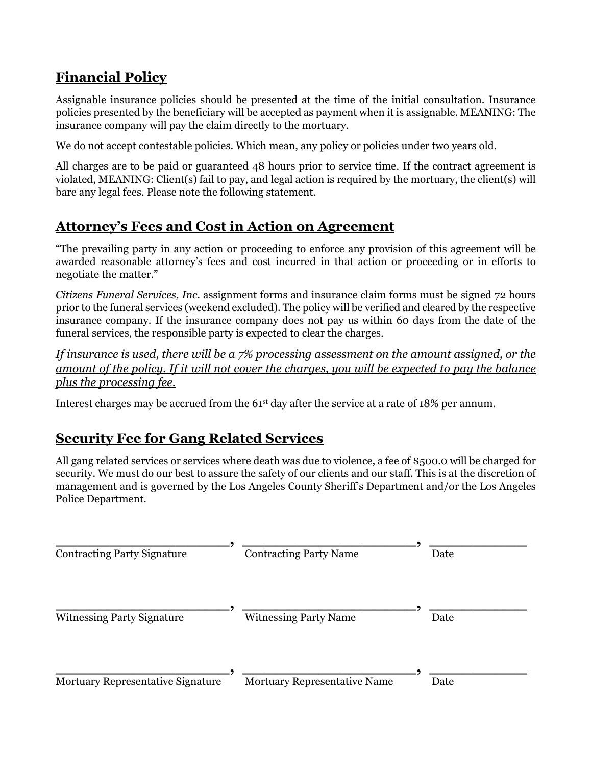## Financial Policy

Assignable insurance policies should be presented at the time of the initial consultation. Insurance policies presented by the beneficiary will be accepted as payment when it is assignable. MEANING: The insurance company will pay the claim directly to the mortuary.

We do not accept contestable policies. Which mean, any policy or policies under two years old.

All charges are to be paid or guaranteed 48 hours prior to service time. If the contract agreement is violated, MEANING: Client(s) fail to pay, and legal action is required by the mortuary, the client(s) will bare any legal fees. Please note the following statement.

## Attorney's Fees and Cost in Action on Agreement

"The prevailing party in any action or proceeding to enforce any provision of this agreement will be awarded reasonable attorney's fees and cost incurred in that action or proceeding or in efforts to negotiate the matter."

*Citizens Funeral Services, Inc.* assignment forms and insurance claim forms must be signed 72 hours prior to the funeral services (weekend excluded). The policy will be verified and cleared by the respective insurance company. If the insurance company does not pay us within 60 days from the date of the funeral services, the responsible party is expected to clear the charges.

*If insurance is used, there will be a 7% processing assessment on the amount assigned, or the amount of the policy. If it will not cover the charges, you will be expected to pay the balance plus the processing fee.*

Interest charges may be accrued from the 61st day after the service at a rate of 18% per annum.

## Security Fee for Gang Related Services

All gang related services or services where death was due to violence, a fee of $500.0 will be charged for security. We must do our best to assure the safety of our clients and our staff. This is at the discretion of management and is governed by the Los Angeles County Sheriff's Department and/or the Los Angeles Police Department.

___________________________, ___________________________, _______________

Contracting Party Signature    Contracting Party Name    Date

___________________________, ___________________________, _______________

Witnessing Party Signature    Witnessing Party Name    Date

___________________________, ___________________________, _______________

Mortuary Representative Signature    Mortuary Representative Name    Date